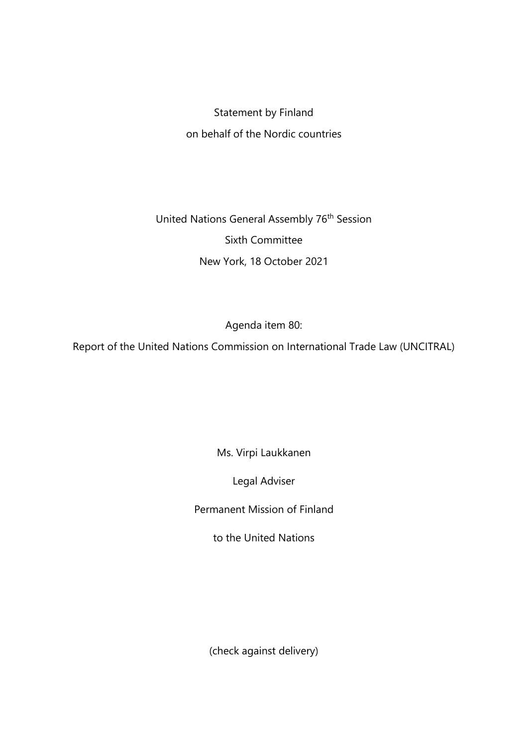Statement by Finland

on behalf of the Nordic countries

United Nations General Assembly 76th Session

Sixth Committee

New York, 18 October 2021

Agenda item 80:

Report of the United Nations Commission on International Trade Law (UNCITRAL)

Ms. Virpi Laukkanen

Legal Adviser

Permanent Mission of Finland

to the United Nations

(check against delivery)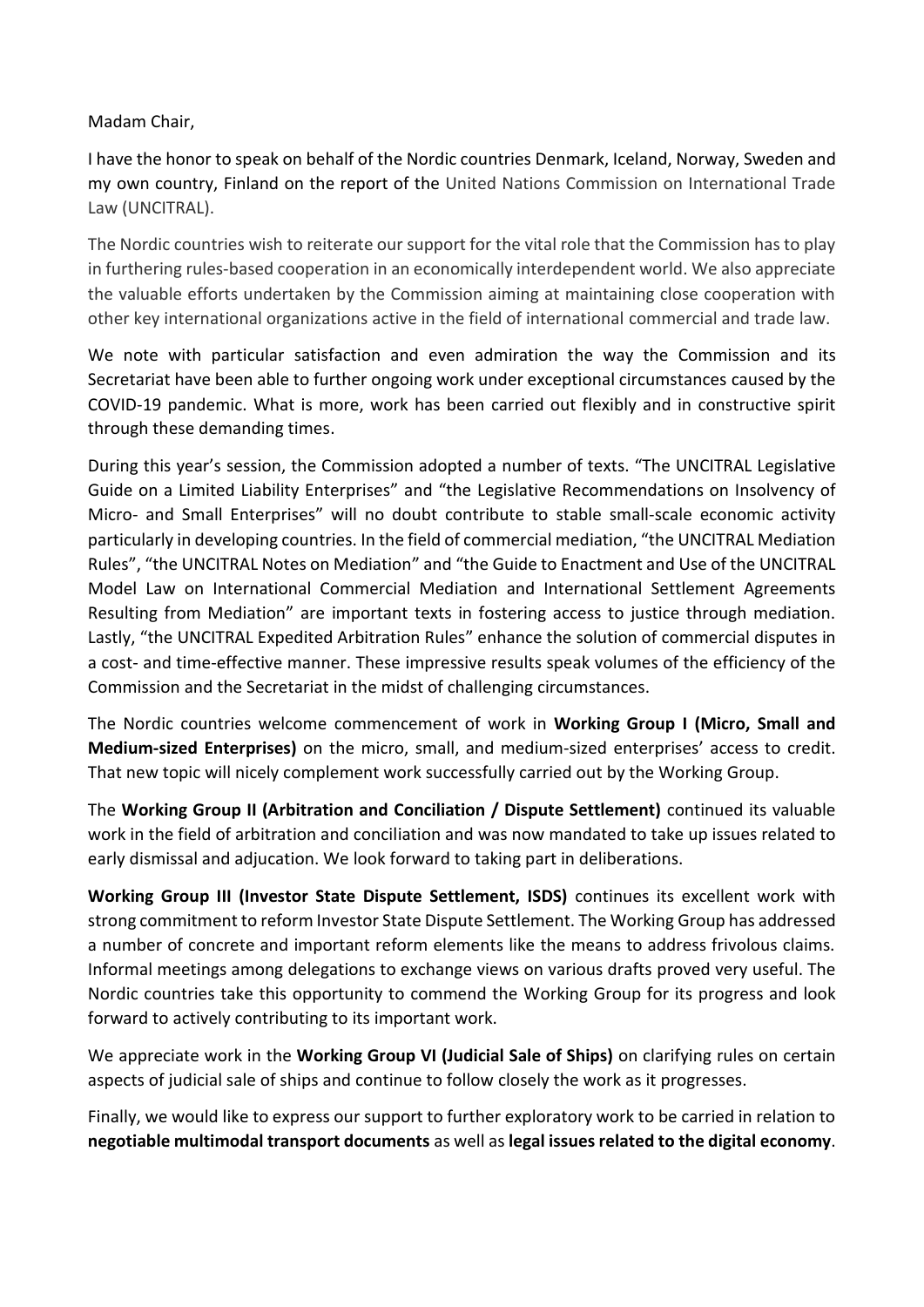Madam Chair,

I have the honor to speak on behalf of the Nordic countries Denmark, Iceland, Norway, Sweden and my own country, Finland on the report of the United Nations Commission on International Trade Law (UNCITRAL).

The Nordic countries wish to reiterate our support for the vital role that the Commission has to play in furthering rules-based cooperation in an economically interdependent world. We also appreciate the valuable efforts undertaken by the Commission aiming at maintaining close cooperation with other key international organizations active in the field of international commercial and trade law.

We note with particular satisfaction and even admiration the way the Commission and its Secretariat have been able to further ongoing work under exceptional circumstances caused by the COVID-19 pandemic. What is more, work has been carried out flexibly and in constructive spirit through these demanding times.

During this year's session, the Commission adopted a number of texts. "The UNCITRAL Legislative Guide on a Limited Liability Enterprises" and "the Legislative Recommendations on Insolvency of Micro- and Small Enterprises" will no doubt contribute to stable small-scale economic activity particularly in developing countries. In the field of commercial mediation, "the UNCITRAL Mediation Rules", "the UNCITRAL Notes on Mediation" and "the Guide to Enactment and Use of the UNCITRAL Model Law on International Commercial Mediation and International Settlement Agreements Resulting from Mediation" are important texts in fostering access to justice through mediation. Lastly, "the UNCITRAL Expedited Arbitration Rules" enhance the solution of commercial disputes in a cost- and time-effective manner. These impressive results speak volumes of the efficiency of the Commission and the Secretariat in the midst of challenging circumstances.

The Nordic countries welcome commencement of work in **Working Group I (Micro, Small and Medium-sized Enterprises)** on the micro, small, and medium-sized enterprises' access to credit. That new topic will nicely complement work successfully carried out by the Working Group.

The **Working Group II (Arbitration and Conciliation / Dispute Settlement)** continued its valuable work in the field of arbitration and conciliation and was now mandated to take up issues related to early dismissal and adjucation. We look forward to taking part in deliberations.

**Working Group III (Investor State Dispute Settlement, ISDS)** continues its excellent work with strong commitment to reform Investor State Dispute Settlement. The Working Group has addressed a number of concrete and important reform elements like the means to address frivolous claims. Informal meetings among delegations to exchange views on various drafts proved very useful. The Nordic countries take this opportunity to commend the Working Group for its progress and look forward to actively contributing to its important work.

We appreciate work in the **Working Group VI (Judicial Sale of Ships)** on clarifying rules on certain aspects of judicial sale of ships and continue to follow closely the work as it progresses.

Finally, we would like to express our support to further exploratory work to be carried in relation to **negotiable multimodal transport documents** as well as **legal issues related to the digital economy**.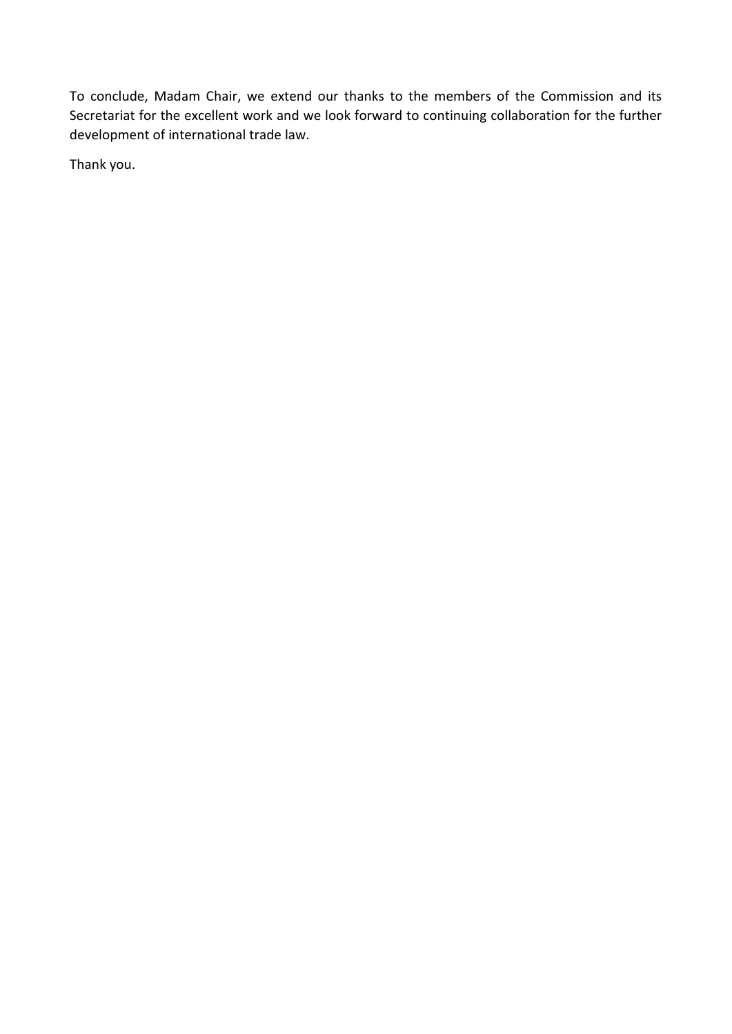To conclude, Madam Chair, we extend our thanks to the members of the Commission and its Secretariat for the excellent work and we look forward to continuing collaboration for the further development of international trade law.

Thank you.